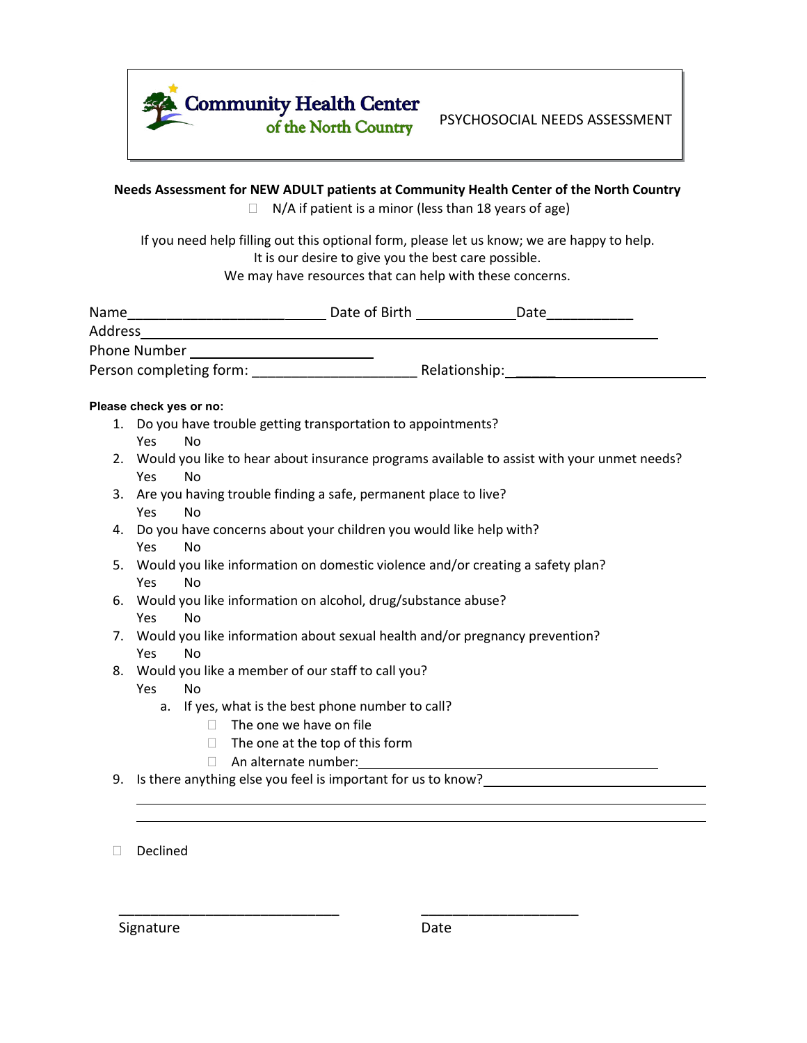# Community Health Center of the North Country

PSYCHOSOCIAL NEEDS ASSESSMENT

**Needs Assessment for NEW ADULT patients at Community Health Center of the North Country**

☐ N/A if patient is a minor (less than 18 years of age)

If you need help filling out this optional form, please let us know; we are happy to help.
It is our desire to give you the best care possible.
We may have resources that can help with these concerns.

Name_____________________________ Date of Birth _____________ Date___________

Address_____________________________________________________________________

Phone Number ______________________

Person completing form: ______________________ Relationship:_______________________

**Please check yes or no:**

1. Do you have trouble getting transportation to appointments?
   Yes No
2. Would you like to hear about insurance programs available to assist with your unmet needs?
   Yes No
3. Are you having trouble finding a safe, permanent place to live?
   Yes No
4. Do you have concerns about your children you would like help with?
   Yes No
5. Would you like information on domestic violence and/or creating a safety plan?
   Yes No
6. Would you like information on alcohol, drug/substance abuse?
   Yes No
7. Would you like information about sexual health and/or pregnancy prevention?
   Yes No
8. Would you like a member of our staff to call you?
   Yes No
   a. If yes, what is the best phone number to call?
      - ☐ The one we have on file
      - ☐ The one at the top of this form
      - ☐ An alternate number:_______________________________________
9. Is there anything else you feel is important for us to know?_______________________________

______________________________________________________________________________

______________________________________________________________________________

☐ Declined

_____________________________ _____________________

Signature Date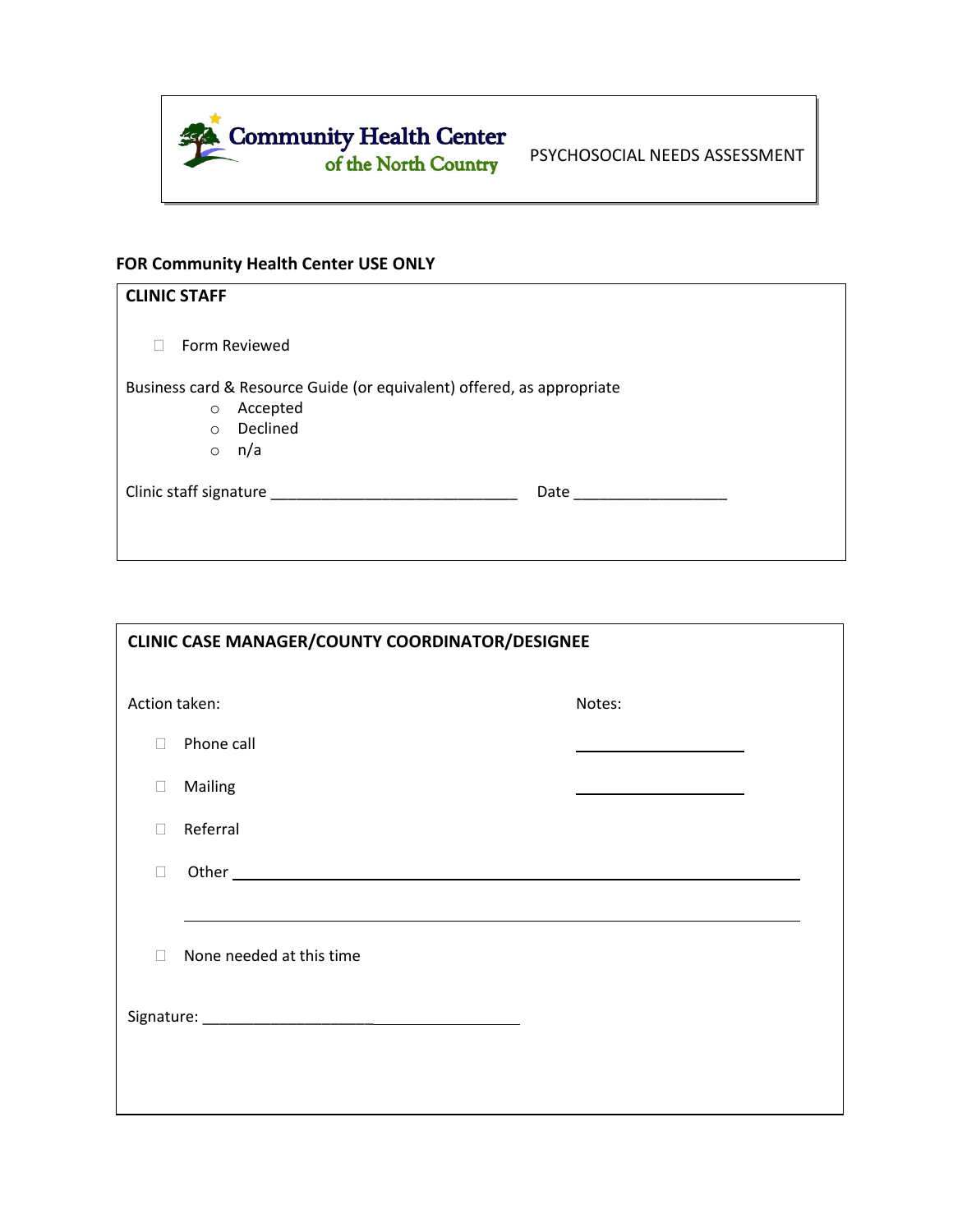Community Health Center of the North Country

PSYCHOSOCIAL NEEDS ASSESSMENT

**FOR Community Health Center USE ONLY**

**CLINIC STAFF**

- ☐ Form Reviewed

Business card & Resource Guide (or equivalent) offered, as appropriate

- ○ Accepted
- ○ Declined
- ○ n/a

Clinic staff signature ______________________________ Date __________________

**CLINIC CASE MANAGER/COUNTY COORDINATOR/DESIGNEE**

Action taken: Notes:

- ☐ Phone call ____________________
- ☐ Mailing ____________________
- ☐ Referral
- ☐ Other ______________________________________________________________

______________________________________________________________

- ☐ None needed at this time

Signature: ______________________________________